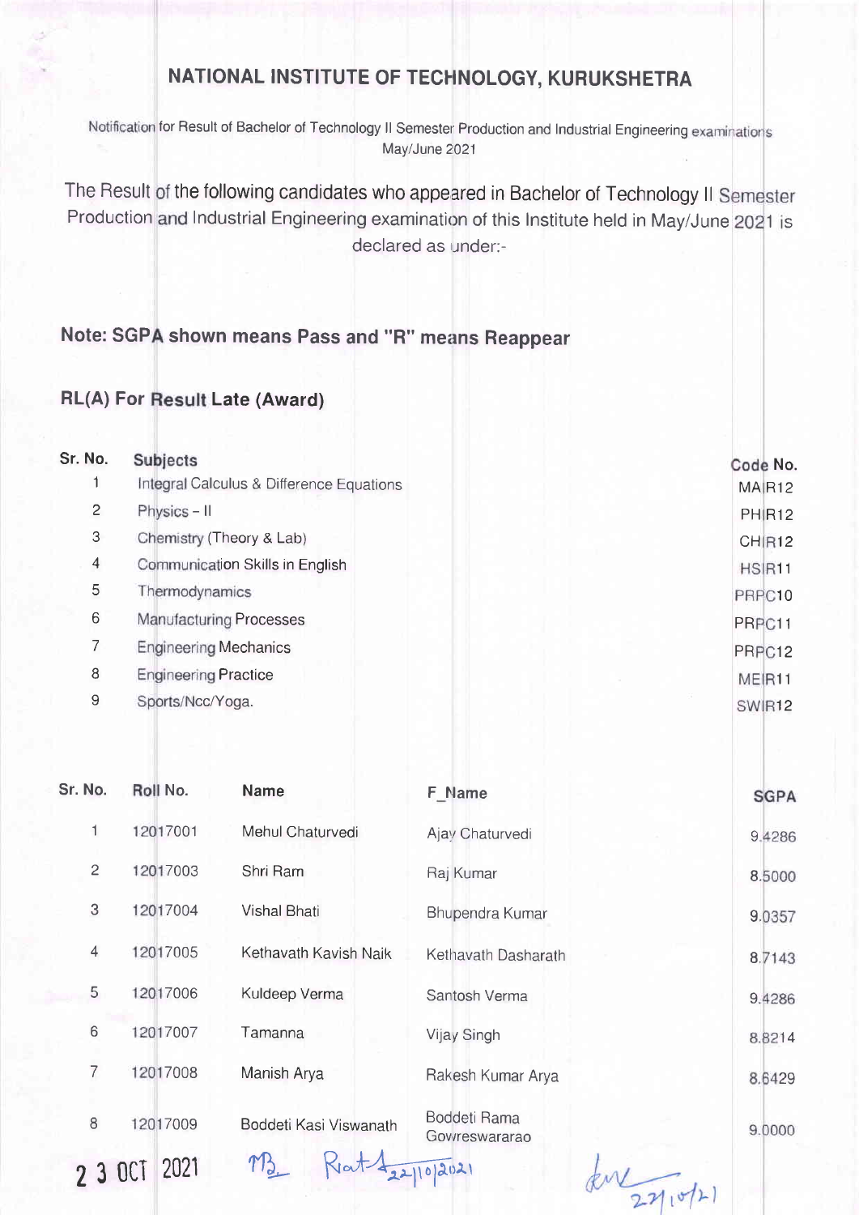# NATIONAL INSTITUTE OF TECHNOLOGY, KURUKSHETRA

Notification for Result of Bachelor of Technology II Semester Production and Industrial Engineering examinations May/June 2021

The Result of the following candidates who appeared in Bachelor of Technology II Semester Production and Industrial Engineering examination of this Institute held in May/June 2021 is declared as under:-

**Note: SGPA shown means Pass and "R" means Reappear**

**RL(A) For Result Late (Award)**

| Sr. No. | Subjects | Code No. |
|---|---|---|
| 1 | Integral Calculus & Difference Equations | MAIR12 |
| 2 | Physics – II | PHIR12 |
| 3 | Chemistry (Theory & Lab) | CHIR12 |
| 4 | Communication Skills in English | HSIR11 |
| 5 | Thermodynamics | PRPC10 |
| 6 | Manufacturing Processes | PRPC11 |
| 7 | Engineering Mechanics | PRPC12 |
| 8 | Engineering Practice | MEIR11 |
| 9 | Sports/Ncc/Yoga. | SWIR12 |

| Sr. No. | Roll No. | Name | F_Name | SGPA |
|---|---|---|---|---|
| 1 | 12017001 | Mehul Chaturvedi | Ajay Chaturvedi | 9.4286 |
| 2 | 12017003 | Shri Ram | Raj Kumar | 8.5000 |
| 3 | 12017004 | Vishal Bhati | Bhupendra Kumar | 9.0357 |
| 4 | 12017005 | Kethavath Kavish Naik | Kethavath Dasharath | 8.7143 |
| 5 | 12017006 | Kuldeep Verma | Santosh Verma | 9.4286 |
| 6 | 12017007 | Tamanna | Vijay Singh | 8.8214 |
| 7 | 12017008 | Manish Arya | Rakesh Kumar Arya | 8.6429 |
| 8 | 12017009 | Boddeti Kasi Viswanath | Boddeti Rama Gowreswararao | 9.0000 |

23 OCT 2021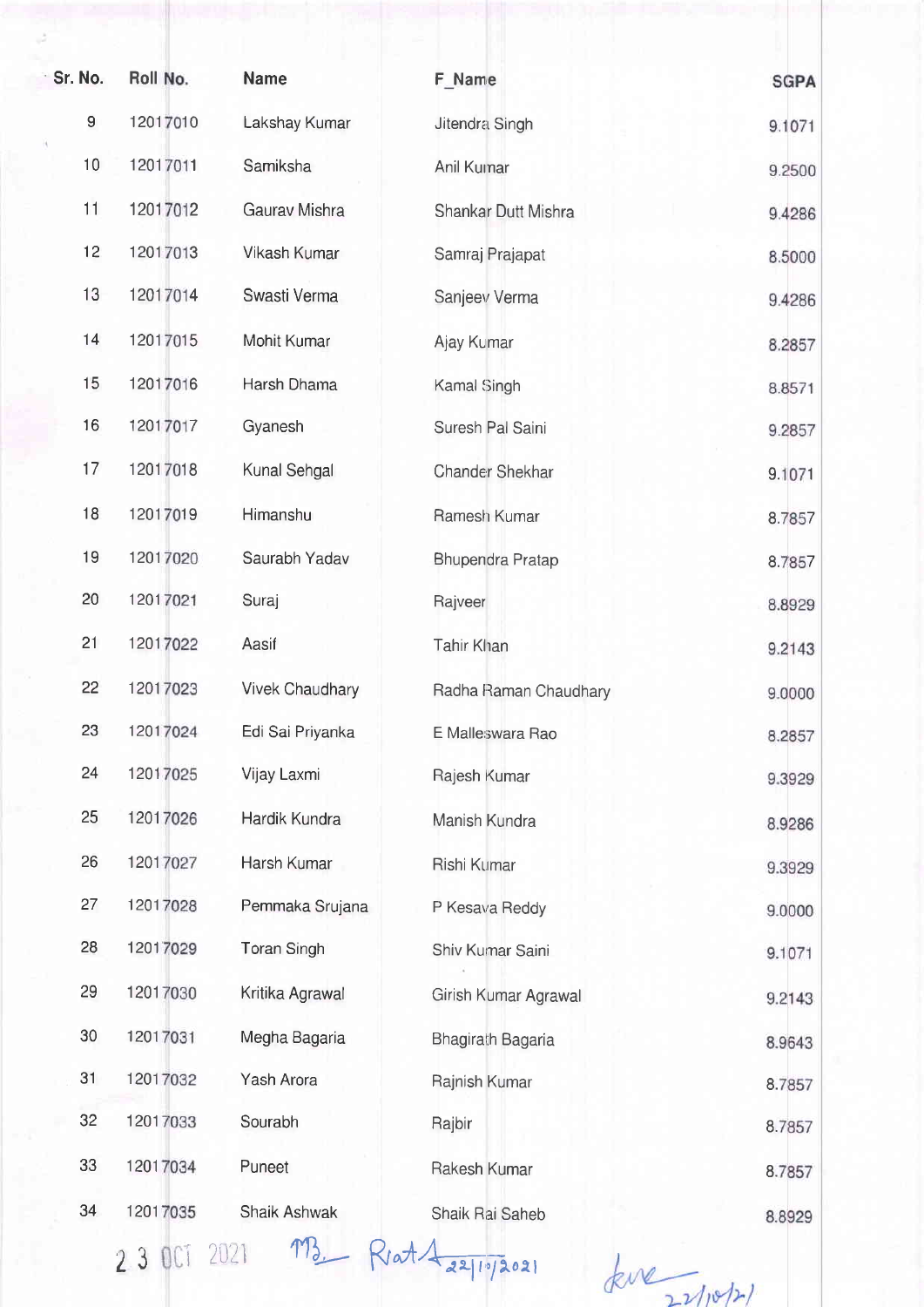| Sr. No. | Roll No. | Name | F_Name | SGPA |
|---|---|---|---|---|
| 9 | 12017010 | Lakshay Kumar | Jitendra Singh | 9.1071 |
| 10 | 12017011 | Samiksha | Anil Kumar | 9.2500 |
| 11 | 12017012 | Gaurav Mishra | Shankar Dutt Mishra | 9.4286 |
| 12 | 12017013 | Vikash Kumar | Samraj Prajapat | 8.5000 |
| 13 | 12017014 | Swasti Verma | Sanjeev Verma | 9.4286 |
| 14 | 12017015 | Mohit Kumar | Ajay Kumar | 8.2857 |
| 15 | 12017016 | Harsh Dhama | Kamal Singh | 8.8571 |
| 16 | 12017017 | Gyanesh | Suresh Pal Saini | 9.2857 |
| 17 | 12017018 | Kunal Sehgal | Chander Shekhar | 9.1071 |
| 18 | 12017019 | Himanshu | Ramesh Kumar | 8.7857 |
| 19 | 12017020 | Saurabh Yadav | Bhupendra Pratap | 8.7857 |
| 20 | 12017021 | Suraj | Rajveer | 8.8929 |
| 21 | 12017022 | Aasif | Tahir Khan | 9.2143 |
| 22 | 12017023 | Vivek Chaudhary | Radha Raman Chaudhary | 9.0000 |
| 23 | 12017024 | Edi Sai Priyanka | E Malleswara Rao | 8.2857 |
| 24 | 12017025 | Vijay Laxmi | Rajesh Kumar | 9.3929 |
| 25 | 12017026 | Hardik Kundra | Manish Kundra | 8.9286 |
| 26 | 12017027 | Harsh Kumar | Rishi Kumar | 9.3929 |
| 27 | 12017028 | Pemmaka Srujana | P Kesava Reddy | 9.0000 |
| 28 | 12017029 | Toran Singh | Shiv Kumar Saini | 9.1071 |
| 29 | 12017030 | Kritika Agrawal | Girish Kumar Agrawal | 9.2143 |
| 30 | 12017031 | Megha Bagaria | Bhagirath Bagaria | 8.9643 |
| 31 | 12017032 | Yash Arora | Rajnish Kumar | 8.7857 |
| 32 | 12017033 | Sourabh | Rajbir | 8.7857 |
| 33 | 12017034 | Puneet | Rakesh Kumar | 8.7857 |
| 34 | 12017035 | Shaik Ashwak | Shaik Rai Saheb | 8.8929 |

23 OCT 2021 22/10/2021 22/10/21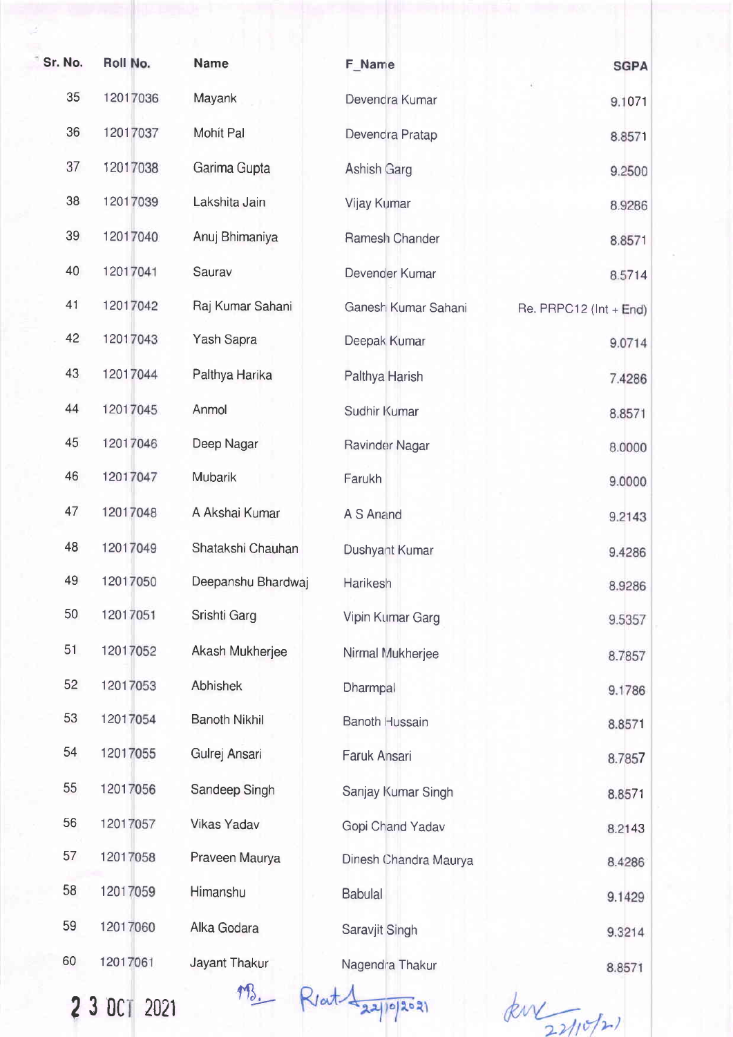| Sr. No. | Roll No. | Name | F_Name | SGPA |
|---|---|---|---|---|
| 35 | 12017036 | Mayank | Devendra Kumar | 9.1071 |
| 36 | 12017037 | Mohit Pal | Devendra Pratap | 8.8571 |
| 37 | 12017038 | Garima Gupta | Ashish Garg | 9.2500 |
| 38 | 12017039 | Lakshita Jain | Vijay Kumar | 8.9286 |
| 39 | 12017040 | Anuj Bhimaniya | Ramesh Chander | 8.8571 |
| 40 | 12017041 | Saurav | Devender Kumar | 8.5714 |
| 41 | 12017042 | Raj Kumar Sahani | Ganesh Kumar Sahani | Re. PRPC12 (Int + End) |
| 42 | 12017043 | Yash Sapra | Deepak Kumar | 9.0714 |
| 43 | 12017044 | Palthya Harika | Palthya Harish | 7.4286 |
| 44 | 12017045 | Anmol | Sudhir Kumar | 8.8571 |
| 45 | 12017046 | Deep Nagar | Ravinder Nagar | 8.0000 |
| 46 | 12017047 | Mubarik | Farukh | 9.0000 |
| 47 | 12017048 | A Akshai Kumar | A S Anand | 9.2143 |
| 48 | 12017049 | Shatakshi Chauhan | Dushyant Kumar | 9.4286 |
| 49 | 12017050 | Deepanshu Bhardwaj | Harikesh | 8.9286 |
| 50 | 12017051 | Srishti Garg | Vipin Kumar Garg | 9.5357 |
| 51 | 12017052 | Akash Mukherjee | Nirmal Mukherjee | 8.7857 |
| 52 | 12017053 | Abhishek | Dharmpal | 9.1786 |
| 53 | 12017054 | Banoth Nikhil | Banoth Hussain | 8.8571 |
| 54 | 12017055 | Gulrej Ansari | Faruk Ansari | 8.7857 |
| 55 | 12017056 | Sandeep Singh | Sanjay Kumar Singh | 8.8571 |
| 56 | 12017057 | Vikas Yadav | Gopi Chand Yadav | 8.2143 |
| 57 | 12017058 | Praveen Maurya | Dinesh Chandra Maurya | 8.4286 |
| 58 | 12017059 | Himanshu | Babulal | 9.1429 |
| 59 | 12017060 | Alka Godara | Saravjit Singh | 9.3214 |
| 60 | 12017061 | Jayant Thakur | Nagendra Thakur | 8.8571 |

23 OCT 2021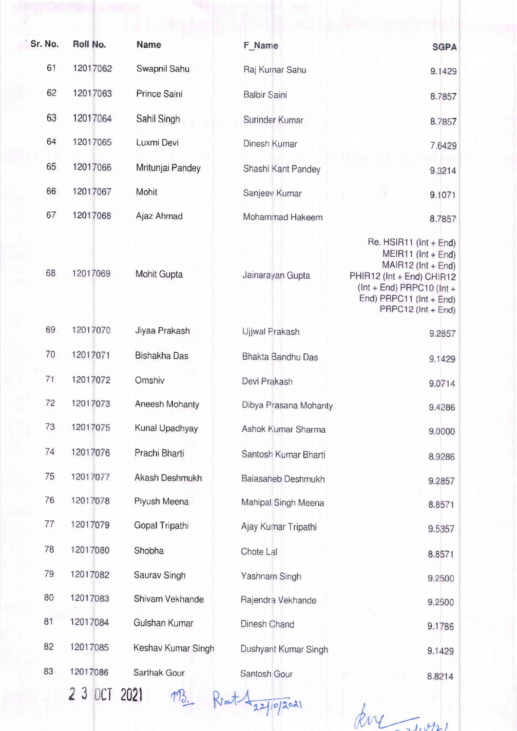| Sr. No. | Roll No. | Name | F_Name | SGPA |
|---|---|---|---|---|
| 61 | 12017062 | Swapnil Sahu | Raj Kumar Sahu | 9.1429 |
| 62 | 12017063 | Prince Saini | Balbir Saini | 8.7857 |
| 63 | 12017064 | Sahil Singh | Surinder Kumar | 8.7857 |
| 64 | 12017065 | Luxmi Devi | Dinesh Kumar | 7.6429 |
| 65 | 12017066 | Mritunjai Pandey | Shashi Kant Pandey | 9.3214 |
| 66 | 12017067 | Mohit | Sanjeev Kumar | 9.1071 |
| 67 | 12017068 | Ajaz Ahmad | Mohammad Hakeem | 8.7857 |
| 68 | 12017069 | Mohit Gupta | Jainarayan Gupta | Re. HSIR11 (Int + End) MEIR11 (Int + End) MAIR12 (Int + End) PHIR12 (Int + End) CHIR12 (Int + End) PRPC10 (Int + End) PRPC11 (Int + End) PRPC12 (Int + End) |
| 69 | 12017070 | Jiyaa Prakash | Ujjwal Prakash | 9.2857 |
| 70 | 12017071 | Bishakha Das | Bhakta Bandhu Das | 9.1429 |
| 71 | 12017072 | Omshiv | Devi Prakash | 9.0714 |
| 72 | 12017073 | Aneesh Mohanty | Dibya Prasana Mohanty | 9.4286 |
| 73 | 12017075 | Kunal Upadhyay | Ashok Kumar Sharma | 9.0000 |
| 74 | 12017076 | Prachi Bharti | Santosh Kumar Bharti | 8.9286 |
| 75 | 12017077 | Akash Deshmukh | Balasaheb Deshmukh | 9.2857 |
| 76 | 12017078 | Piyush Meena | Mahipal Singh Meena | 8.8571 |
| 77 | 12017079 | Gopal Tripathi | Ajay Kumar Tripathi | 9.5357 |
| 78 | 12017080 | Shobha | Chote Lal | 8.8571 |
| 79 | 12017082 | Saurav Singh | Yashnam Singh | 9.2500 |
| 80 | 12017083 | Shivam Vekhande | Rajendra Vekhande | 9.2500 |
| 81 | 12017084 | Gulshan Kumar | Dinesh Chand | 9.1786 |
| 82 | 12017085 | Keshav Kumar Singh | Dushyant Kumar Singh | 9.1429 |
| 83 | 12017086 | Sarthak Gour | Santosh Gour | 8.8214 |

23 OCT 2021 MB Rat 22/10/2021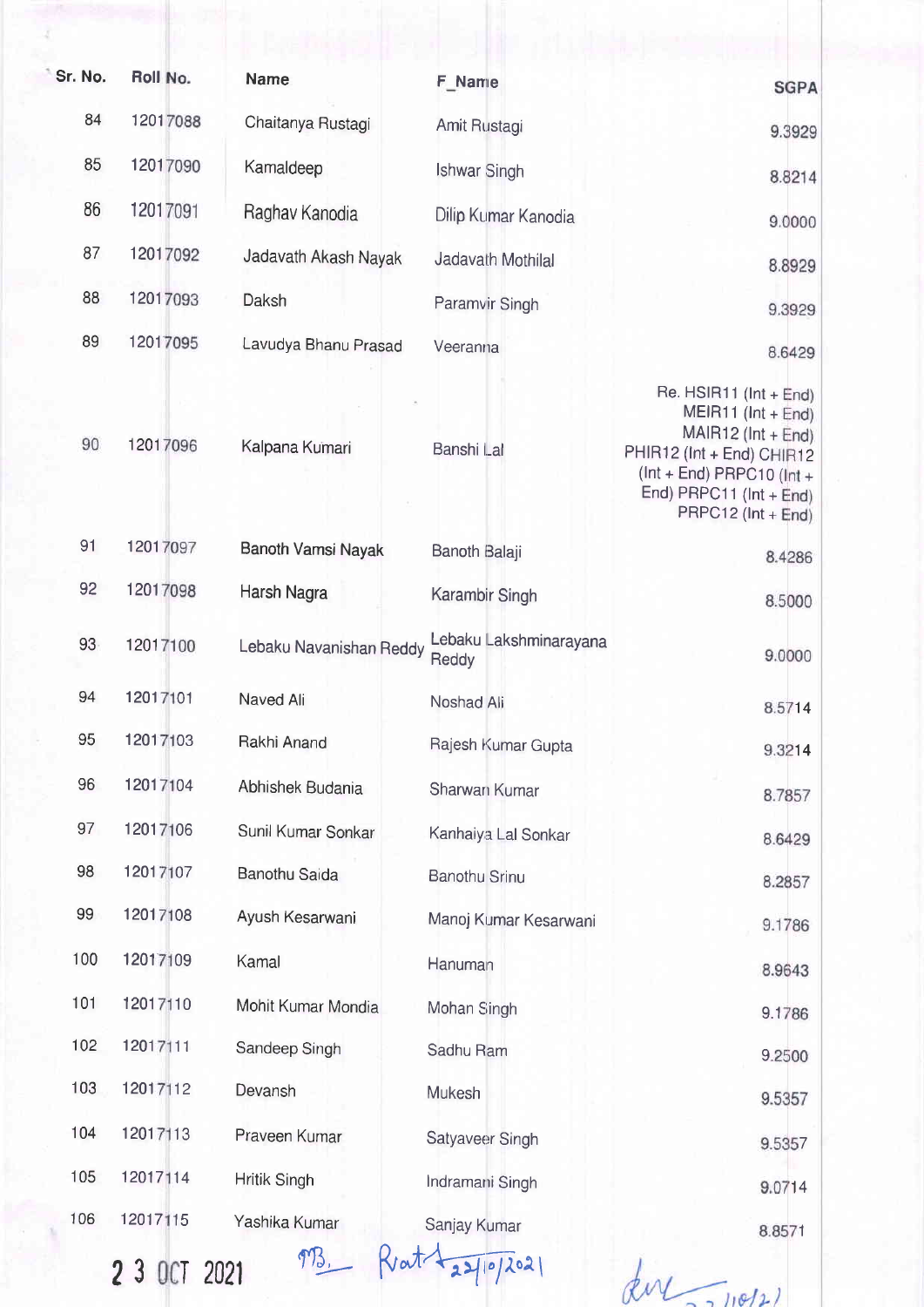| Sr. No. | Roll No. | Name | F_Name | SGPA |
|---|---|---|---|---|
| 84 | 12017088 | Chaitanya Rustagi | Amit Rustagi | 9.3929 |
| 85 | 12017090 | Kamaldeep | Ishwar Singh | 8.8214 |
| 86 | 12017091 | Raghav Kanodia | Dilip Kumar Kanodia | 9.0000 |
| 87 | 12017092 | Jadavath Akash Nayak | Jadavath Mothilal | 8.8929 |
| 88 | 12017093 | Daksh | Paramvir Singh | 9.3929 |
| 89 | 12017095 | Lavudya Bhanu Prasad | Veeranna | 8.6429 |
| 90 | 12017096 | Kalpana Kumari | Banshi Lal | Re. HSIR11 (Int + End) MEIR11 (Int + End) MAIR12 (Int + End) PHIR12 (Int + End) CHIR12 (Int + End) PRPC10 (Int + End) PRPC11 (Int + End) PRPC12 (Int + End) |
| 91 | 12017097 | Banoth Vamsi Nayak | Banoth Balaji | 8.4286 |
| 92 | 12017098 | Harsh Nagra | Karambir Singh | 8.5000 |
| 93 | 12017100 | Lebaku Navanishan Reddy | Lebaku Lakshminarayana Reddy | 9.0000 |
| 94 | 12017101 | Naved Ali | Noshad Ali | 8.5714 |
| 95 | 12017103 | Rakhi Anand | Rajesh Kumar Gupta | 9.3214 |
| 96 | 12017104 | Abhishek Budania | Sharwan Kumar | 8.7857 |
| 97 | 12017106 | Sunil Kumar Sonkar | Kanhaiya Lal Sonkar | 8.6429 |
| 98 | 12017107 | Banothu Saida | Banothu Srinu | 8.2857 |
| 99 | 12017108 | Ayush Kesarwani | Manoj Kumar Kesarwani | 9.1786 |
| 100 | 12017109 | Kamal | Hanuman | 8.9643 |
| 101 | 12017110 | Mohit Kumar Mondia | Mohan Singh | 9.1786 |
| 102 | 12017111 | Sandeep Singh | Sadhu Ram | 9.2500 |
| 103 | 12017112 | Devansh | Mukesh | 9.5357 |
| 104 | 12017113 | Praveen Kumar | Satyaveer Singh | 9.5357 |
| 105 | 12017114 | Hritik Singh | Indramani Singh | 9.0714 |
| 106 | 12017115 | Yashika Kumar | Sanjay Kumar | 8.8571 |

23 OCT 2021

MB. Rvat 22/10/2021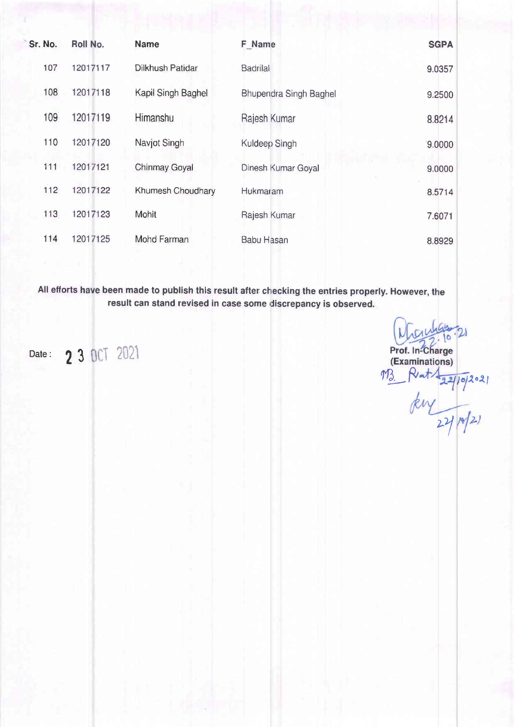| Sr. No. | Roll No. | Name | F_Name | SGPA |
|---|---|---|---|---|
| 107 | 12017117 | Dilkhush Patidar | Badrilal | 9.0357 |
| 108 | 12017118 | Kapil Singh Baghel | Bhupendra Singh Baghel | 9.2500 |
| 109 | 12017119 | Himanshu | Rajesh Kumar | 8.8214 |
| 110 | 12017120 | Navjot Singh | Kuldeep Singh | 9.0000 |
| 111 | 12017121 | Chinmay Goyal | Dinesh Kumar Goyal | 9.0000 |
| 112 | 12017122 | Khumesh Choudhary | Hukmaram | 8.5714 |
| 113 | 12017123 | Mohit | Rajesh Kumar | 7.6071 |
| 114 | 12017125 | Mohd Farman | Babu Hasan | 8.8929 |

**All efforts have been made to publish this result after checking the entries properly. However, the result can stand revised in case some discrepancy is observed.**

Date : 23 OCT 2021

22.10.21
**Prof. In-Charge**
**(Examinations)**
22/10/2021
22/10/21